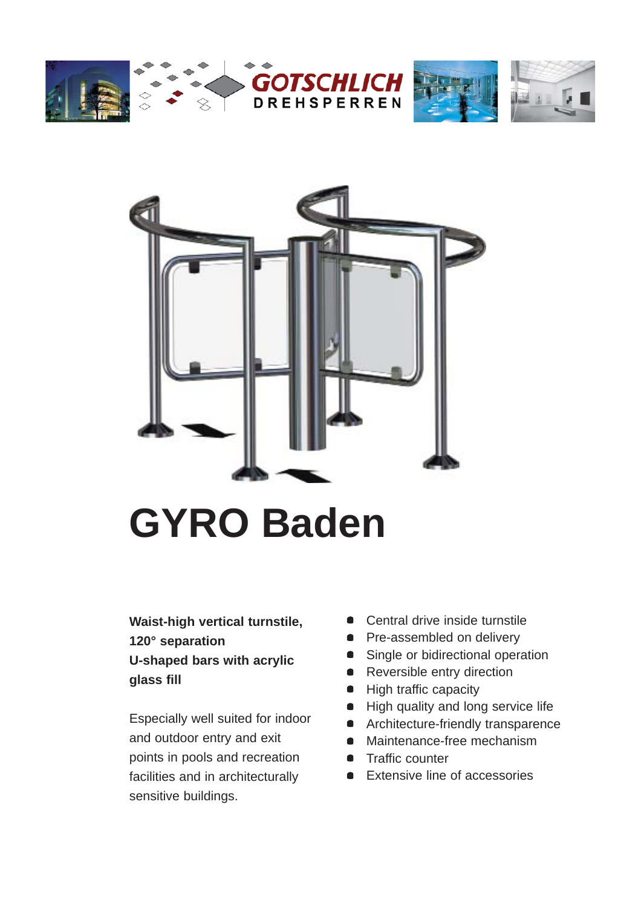GOTSCHLICH DREHSPERREN

# GYRO Baden

**Waist-high vertical turnstile, 120° separation**
**U-shaped bars with acrylic glass fill**

Especially well suited for indoor and outdoor entry and exit points in pools and recreation facilities and in architecturally sensitive buildings.

- Central drive inside turnstile
- Pre-assembled on delivery
- Single or bidirectional operation
- Reversible entry direction
- High traffic capacity
- High quality and long service life
- Architecture-friendly transparence
- Maintenance-free mechanism
- Traffic counter
- Extensive line of accessories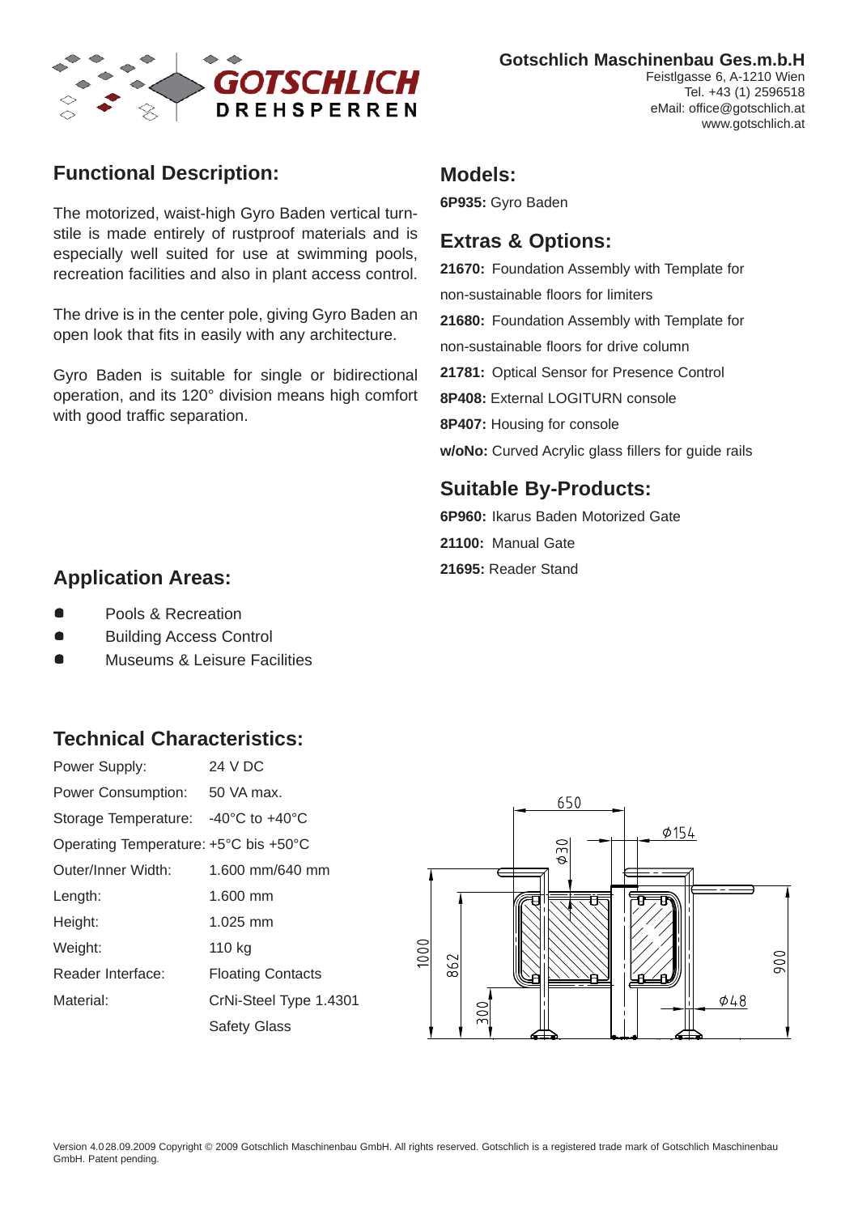**Gotschlich Maschinenbau Ges.m.b.H**
Feistlgasse 6, A-1210 Wien
Tel. +43 (1) 2596518
eMail: office@gotschlich.at
www.gotschlich.at

## Functional Description:

The motorized, waist-high Gyro Baden vertical turnstile is made entirely of rustproof materials and is especially well suited for use at swimming pools, recreation facilities and also in plant access control.

The drive is in the center pole, giving Gyro Baden an open look that fits in easily with any architecture.

Gyro Baden is suitable for single or bidirectional operation, and its 120° division means high comfort with good traffic separation.

## Models:

**6P935:** Gyro Baden

## Extras & Options:

**21670:** Foundation Assembly with Template for non-sustainable floors for limiters

**21680:** Foundation Assembly with Template for non-sustainable floors for drive column

**21781:** Optical Sensor for Presence Control

**8P408:** External LOGITURN console

**8P407:** Housing for console

**w/oNo:** Curved Acrylic glass fillers for guide rails

## Suitable By-Products:

**6P960:** Ikarus Baden Motorized Gate

**21100:** Manual Gate

**21695:** Reader Stand

## Application Areas:

- Pools & Recreation
- Building Access Control
- Museums & Leisure Facilities

## Technical Characteristics:

| | |
|---|---|
| Power Supply: | 24 V DC |
| Power Consumption: | 50 VA max. |
| Storage Temperature: | -40°C to +40°C |
| Operating Temperature: | +5°C bis +50°C |
| Outer/Inner Width: | 1.600 mm/640 mm |
| Length: | 1.600 mm |
| Height: | 1.025 mm |
| Weight: | 110 kg |
| Reader Interface: | Floating Contacts |
| Material: | CrNi-Steel Type 1.4301 |
| | Safety Glass |

650
Ø154
Ø30
1000
862
300
900
Ø48

Version 4.0 28.09.2009 Copyright © 2009 Gotschlich Maschinenbau GmbH. All rights reserved. Gotschlich is a registered trade mark of Gotschlich Maschinenbau GmbH. Patent pending.